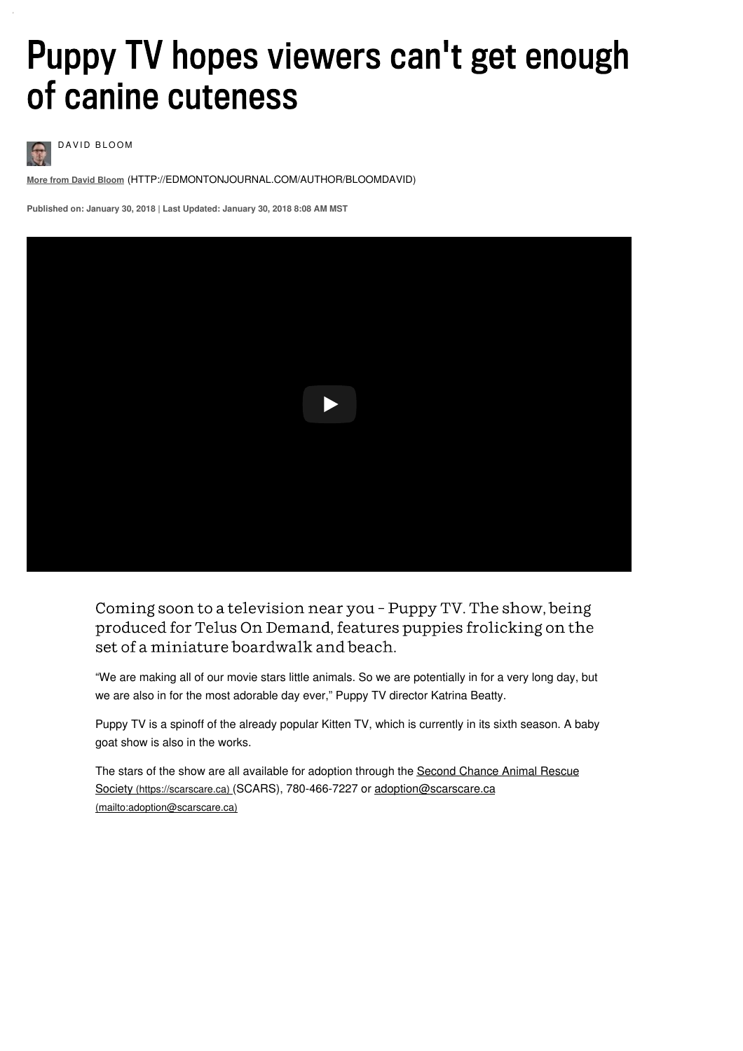# Puppy TV hopes viewers can't get enough of canine cuteness

DAVID BLOOM

**More from David Bloom** (HTTP://EDMONTONJOURNAL.COM/AUTHOR/BLOOMDAVID)

**Published on: January 30, 2018 | Last Updated: January 30, 2018 8:08 AM MST**

Coming soon to a television near you – Puppy TV. The show, being produced for Telus On Demand, features puppies frolicking on the set of a miniature boardwalk and beach.

"We are making all of our movie stars little animals. So we are potentially in for a very long day, but we are also in for the most adorable day ever," Puppy TV director Katrina Beatty.

Puppy TV is a spinoff of the already popular Kitten TV, which is currently in its sixth season. A baby goat show is also in the works.

The stars of the show are all available for adoption through the Second Chance Animal Rescue Society (https://scarscare.ca) (SCARS), 780-466-7227 or adoption@scarscare.ca (mailto:adoption@scarscare.ca)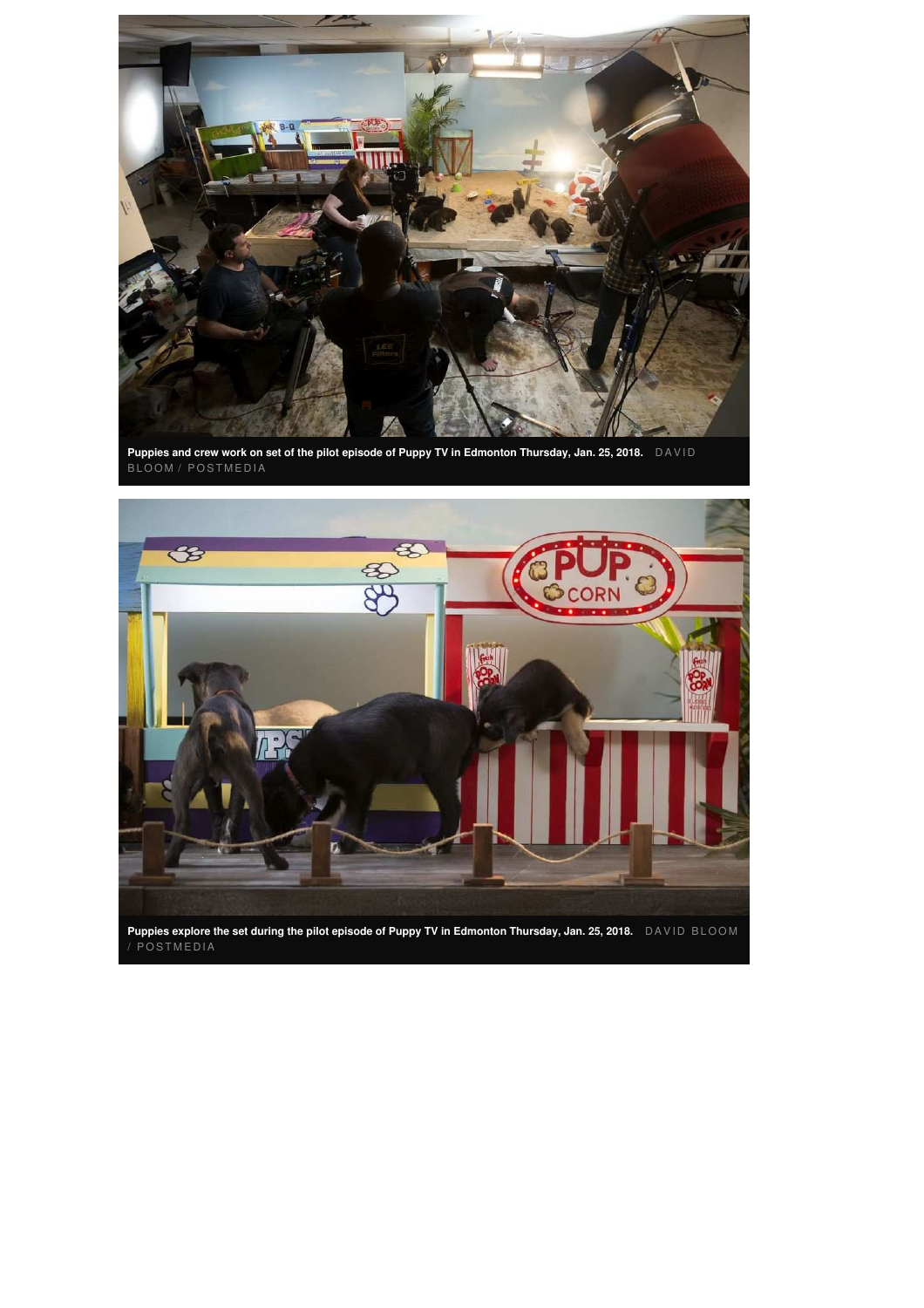**Puppies and crew work on set of the pilot episode of Puppy TV in Edmonton Thursday, Jan. 25, 2018.** DAVID BLOOM / POSTMEDIA

**Puppies explore the set during the pilot episode of Puppy TV in Edmonton Thursday, Jan. 25, 2018.** DAVID BLOOM / POSTMEDIA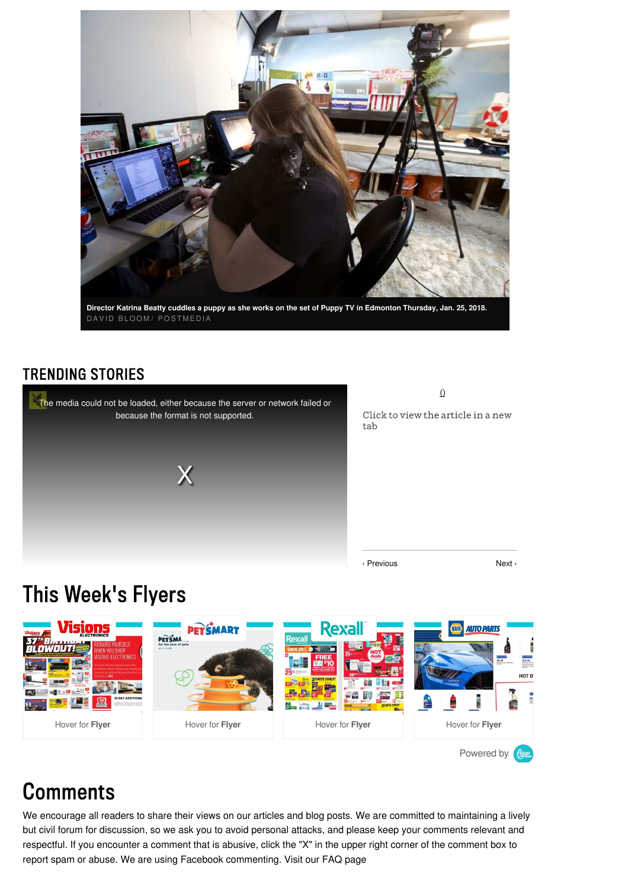Director Katrina Beatty cuddles a puppy as she works on the set of Puppy TV in Edmonton Thursday, Jan. 25, 2018.
DAVID BLOOM/ POSTMEDIA

## TRENDING STORIES

The media could not be loaded, either because the server or network failed or because the format is not supported.

X

()

Click to view the article in a new tab

‹ Previous Next ›

# This Week's Flyers

Hover for **Flyer**

Hover for **Flyer**

Hover for **Flyer**

Hover for **Flyer**

Powered by flipp

# Comments

We encourage all readers to share their views on our articles and blog posts. We are committed to maintaining a lively but civil forum for discussion, so we ask you to avoid personal attacks, and please keep your comments relevant and respectful. If you encounter a comment that is abusive, click the "X" in the upper right corner of the comment box to report spam or abuse. We are using Facebook commenting. Visit our FAQ page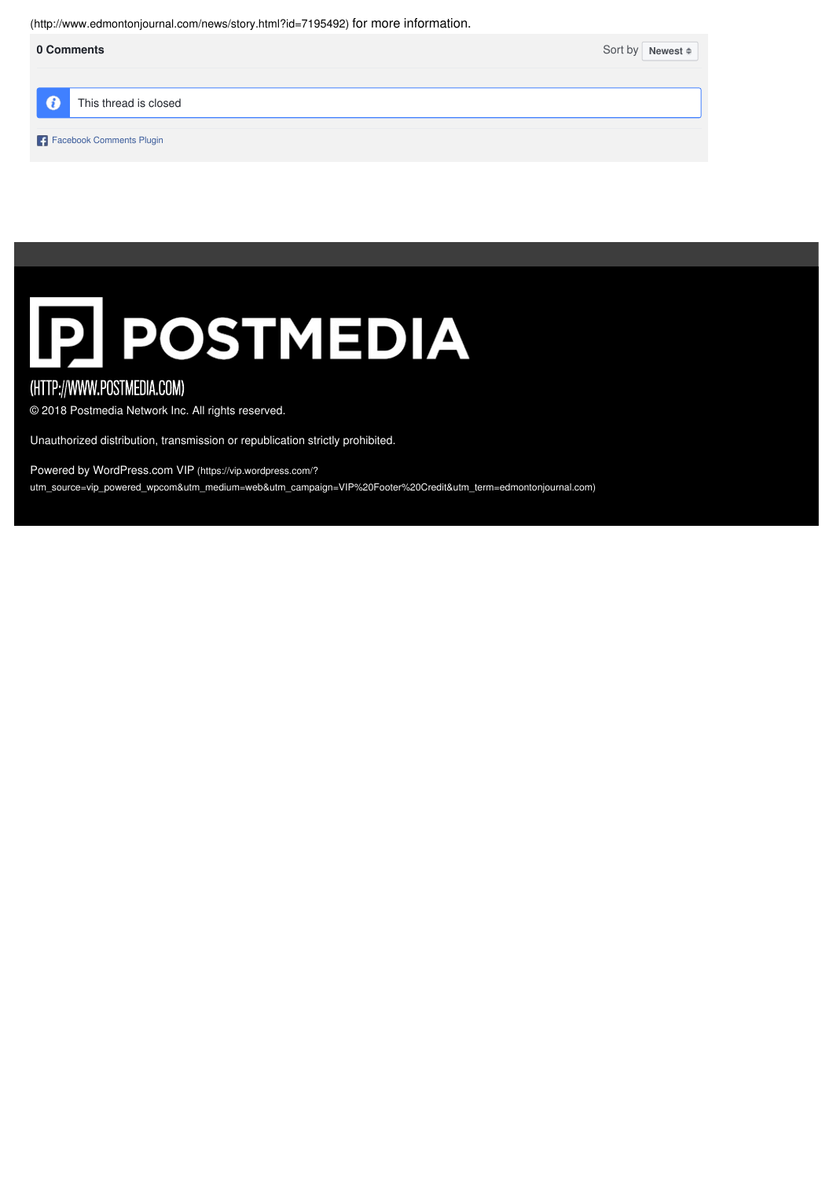(http://www.edmontonjournal.com/news/story.html?id=7195492) for more information.

**0 Comments**

Sort by Newest

This thread is closed

Facebook Comments Plugin

POSTMEDIA

(HTTP://WWW.POSTMEDIA.COM)

© 2018 Postmedia Network Inc. All rights reserved.

Unauthorized distribution, transmission or republication strictly prohibited.

Powered by WordPress.com VIP (https://vip.wordpress.com/?utm_source=vip_powered_wpcom&utm_medium=web&utm_campaign=VIP%20Footer%20Credit&utm_term=edmontonjournal.com)